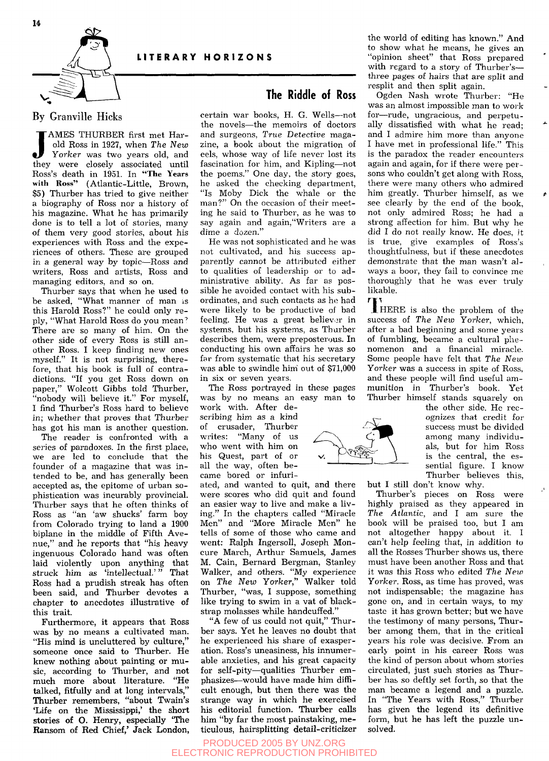LITERARY HORIZONS

# The Riddle of Ross

By Granville Hicks

JAMES THURBER first met Harold Ross in 1927, when *The New Yorker* was two years old, and they were closely associated until Ross's death in 1951. In **"The Years with Ross"** (Atlantic-Little, Brown, $5) Thurber has tried to give neither a biography of Ross nor a history of his magazine. What he has primarily done is to tell a lot of stories, many of them very good stories, about his experiences with Ross and the experiences of others. These are grouped in a general way by topic—Ross and writers, Ross and artists, Ross and managing editors, and so on.

Thurber says that when he used to be asked, "What manner of man is this Harold Ross?" he could only reply, "What Harold Ross do you mean? There are so many of him. On the other side of every Ross is still another Ross. I keep finding new ones myself." It is not surprising, therefore, that his book is full of contradictions. "If you get Ross down on paper," Wolcott Gibbs told Thurber, "nobody will believe it." For myself, I find Thurber's Ross hard to believe in; whether that proves that Thurber has got his man is another question.

The reader is confronted with a series of paradoxes. In the first place, we are led to conclude that the founder of a magazine that was intended to be, and has generally been accepted as, the epitome of urban sophistication was incurably provincial. Thurber says that he often thinks of Ross as "an 'aw shucks' farm boy from Colorado trying to land a 1900 biplane in the middle of Fifth Avenue," and he reports that "his heavy ingenuous Colorado hand was often laid violently upon anything that struck him as 'intellectual.'" That Ross had a prudish streak has often been said, and Thurber devotes a chapter to anecdotes illustrative of this trait.

Furthermore, it appears that Ross was by no means a cultivated man. "His mind is uncluttered by culture," someone once said to Thurber. He knew nothing about painting or music, according to Thurber, and not much more about literature. "He talked, fitfully and at long intervals," Thurber remembers, "about Twain's 'Life on the Mississippi,' the short stories of O. Henry, especially 'The Ransom of Red Chief,' Jack London, certain war books, H. G. Wells—not the novels—the memoirs of doctors and surgeons, *True Detective* magazine, a book about the migration of eels, whose way of life never lost its fascination for him, and Kipling—not the poems." One day, the story goes, he asked the checking department, "Is Moby Dick the whale or the man?" On the occasion of their meeting he said to Thurber, as he was to say again and again, "Writers are a dime a dozen."

He was not sophisticated and he was not cultivated, and his success apparently cannot be attributed either to qualities of leadership or to administrative ability. As far as possible he avoided contact with his subordinates, and such contacts as he had were likely to be productive of bad feeling. He was a great believer in systems, but his systems, as Thurber describes them, were preposterous. In conducting his own affairs he was so far from systematic that his secretary was able to swindle him out of $71,000 in six or seven years.

The Ross portrayed in these pages was by no means an easy man to work with. After describing him as a kind of crusader, Thurber writes: "Many of us who went with him on his Quest, part of or all the way, often became bored or infuriated, and wanted to quit, and there were scores who did quit and found an easier way to live and make a living." In the chapters called "Miracle Men" and "More Miracle Men" he tells of some of those who came and went: Ralph Ingersoll, Joseph Moncure March, Arthur Samuels, James M. Cain, Bernard Bergman, Stanley Walker, and others. "My experience on *The New Yorker*," Walker told Thurber, "was, I suppose, something like trying to swim in a vat of blackstrap molasses while handcuffed."

"A few of us could not quit," Thurber says. Yet he leaves no doubt that he experienced his share of exasperation. Ross's uneasiness, his innumerable anxieties, and his great capacity for self-pity—qualities Thurber emphasizes—would have made him difficult enough, but then there was the strange way in which he exercised his editorial function. Thurber calls him "by far the most painstaking, meticulous, hairsplitting detail-criticizer the world of editing has known." And to show what he means, he gives an "opinion sheet" that Ross prepared with regard to a story of Thurber's—three pages of hairs that are split and resplit and then split again.

Ogden Nash wrote Thurber: "He was an almost impossible man to work for—rude, ungracious, and perpetually dissatisfied with what he read; and I admire him more than anyone I have met in professional life." This is the paradox the reader encounters again and again, for if there were persons who couldn't get along with Ross, there were many others who admired him greatly. Thurber himself, as we see clearly by the end of the book, not only admired Ross; he had a strong affection for him. But why he did I do not really know. He does, it is true, give examples of Ross's thoughtfulness, but if these anecdotes demonstrate that the man wasn't always a boor, they fail to convince me thoroughly that he was ever truly likable.

THERE is also the problem of the success of *The New Yorker*, which, after a bad beginning and some years of fumbling, became a cultural phenomenon and a financial miracle. Some people have felt that *The New Yorker* was a success in spite of Ross, and these people will find useful ammunition in Thurber's book. Yet Thurber himself stands squarely on the other side. He recognizes that credit for success must be divided among many individuals, but for him Ross is the central, the essential figure. I know Thurber believes this, but I still don't know why.

Thurber's pieces on Ross were highly praised as they appeared in *The Atlantic*, and I am sure the book will be praised too, but I am not altogether happy about it. I can't help feeling that, in addition to all the Rosses Thurber shows us, there must have been another Ross and that it was this Ross who edited *The New Yorker*. Ross, as time has proved, was not indispensable; the magazine has gone on, and in certain ways, to my taste it has grown better; but we have the testimony of many persons, Thurber among them, that in the critical years his role was decisive. From an early point in his career Ross was the kind of person about whom stories circulated, just such stories as Thurber has so deftly set forth, so that the man became a legend and a puzzle. In "The Years with Ross," Thurber has given the legend its definitive form, but he has left the puzzle unsolved.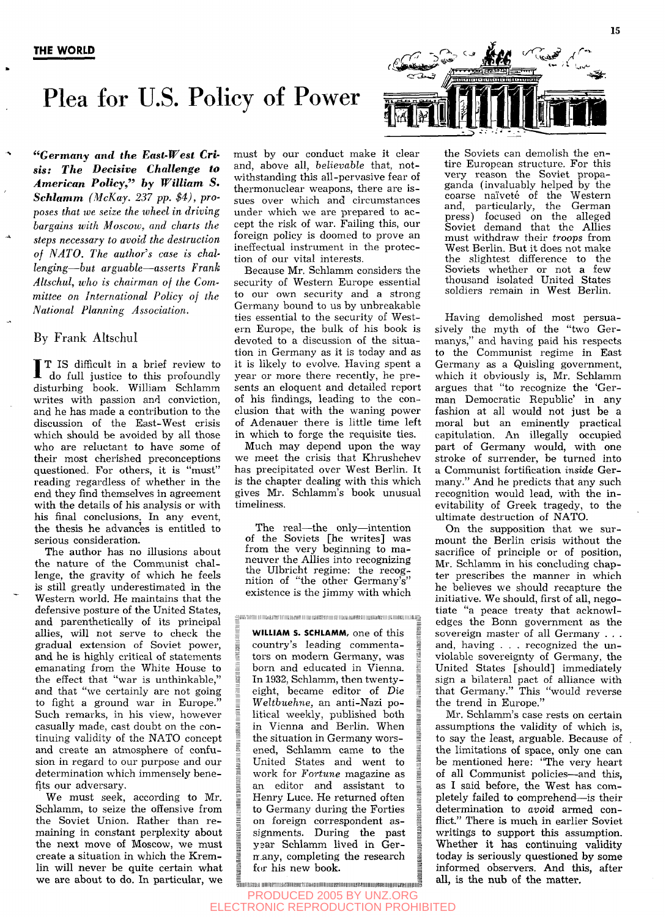THE WORLD

# Plea for U.S. Policy of Power

*"Germany and the East-West Crisis: The Decisive Challenge to American Policy," by William S. Schlamm (McKay. 237 pp. $4), proposes that we seize the wheel in driving bargains with Moscow, and charts the steps necessary to avoid the destruction of NATO. The author's case is challenging—but arguable—asserts Frank Altschul, who is chairman of the Committee on International Policy of the National Planning Association.*

By Frank Altschul

IT IS difficult in a brief review to do full justice to this profoundly disturbing book. William Schlamm writes with passion and conviction, and he has made a contribution to the discussion of the East-West crisis which should be avoided by all those who are reluctant to have some of their most cherished preconceptions questioned. For others, it is "must" reading regardless of whether in the end they find themselves in agreement with the details of his analysis or with his final conclusions. In any event, the thesis he advances is entitled to serious consideration.

The author has no illusions about the nature of the Communist challenge, the gravity of which he feels is still greatly underestimated in the Western world. He maintains that the defensive posture of the United States, and parenthetically of its principal allies, will not serve to check the gradual extension of Soviet power, and he is highly critical of statements emanating from the White House to the effect that "war is unthinkable," and that "we certainly are not going to fight a ground war in Europe." Such remarks, in his view, however casually made, cast doubt on the continuing validity of the NATO concept and create an atmosphere of confusion in regard to our purpose and our determination which immensely benefits our adversary.

We must seek, according to Mr. Schlamm, to seize the offensive from the Soviet Union. Rather than remaining in constant perplexity about the next move of Moscow, we must create a situation in which the Kremlin will never be quite certain what we are about to do. In particular, we must by our conduct make it clear and, above all, *believable* that, notwithstanding this all-pervasive fear of thermonuclear weapons, there are issues over which and circumstances under which we are prepared to accept the risk of war. Failing this, our foreign policy is doomed to prove an ineffectual instrument in the protection of our vital interests.

Because Mr. Schlamm considers the security of Western Europe essential to our own security and a strong Germany bound to us by unbreakable ties essential to the security of Western Europe, the bulk of his book is devoted to a discussion of the situation in Germany as it is today and as it is likely to evolve. Having spent a year or more there recently, he presents an eloquent and detailed report of his findings, leading to the conclusion that with the waning power of Adenauer there is little time left in which to forge the requisite ties.

Much may depend upon the way we meet the crisis that Khrushchev has precipitated over West Berlin. It is the chapter dealing with this which gives Mr. Schlamm's book unusual timeliness.

> The real—the only—intention of the Soviets [he writes] was from the very beginning to maneuver the Allies into recognizing the Ulbricht regime: the recognition of "the other Germany's" existence is the jimmy with which the Soviets can demolish the entire European structure. For this very reason the Soviet propaganda (invaluably helped by the coarse naïveté of the Western and, particularly, the German press) focused on the alleged Soviet demand that the Allies must withdraw their *troops* from West Berlin. But it does not make the slightest difference to the Soviets whether or not a few thousand isolated United States soldiers remain in West Berlin.

**WILLIAM S. SCHLAMM,** one of this country's leading commentators on modern Germany, was born and educated in Vienna. In 1932, Schlamm, then twenty-eight, became editor of *Die Weltbuehne*, an anti-Nazi political weekly, published both in Vienna and Berlin. When the situation in Germany worsened, Schlamm came to the United States and went to work for *Fortune* magazine as an editor and assistant to Henry Luce. He returned often to Germany during the Forties on foreign correspondent assignments. During the past year Schlamm lived in Germany, completing the research for his new book.

Having demolished most persuasively the myth of the "two Germanys," and having paid his respects to the Communist regime in East Germany as a Quisling government, which it obviously is, Mr. Schlamm argues that "to recognize the 'German Democratic Republic' in any fashion at all would not just be a moral but an eminently practical capitulation. An illegally occupied part of Germany would, with one stroke of surrender, be turned into a Communist fortification *inside* Germany." And he predicts that any such recognition would lead, with the inevitability of Greek tragedy, to the ultimate destruction of NATO.

On the supposition that we surmount the Berlin crisis without the sacrifice of principle or of position, Mr. Schlamm in his concluding chapter prescribes the manner in which he believes we should recapture the initiative. We should, first of all, negotiate "a peace treaty that acknowledges the Bonn government as the sovereign master of all Germany . . . and, having . . . recognized the unviolable sovereignty of Germany, the United States [should] immediately sign a bilateral pact of alliance with that Germany." This "would reverse the trend in Europe."

Mr. Schlamm's case rests on certain assumptions the validity of which is, to say the least, arguable. Because of the limitations of space, only one can be mentioned here: "The very heart of all Communist policies—and this, as I said before, the West has completely failed to comprehend—is their determination to *avoid* armed conflict." There is much in earlier Soviet writings to support this assumption. Whether it has continuing validity today is seriously questioned by some informed observers. And this, after all, is the nub of the matter.